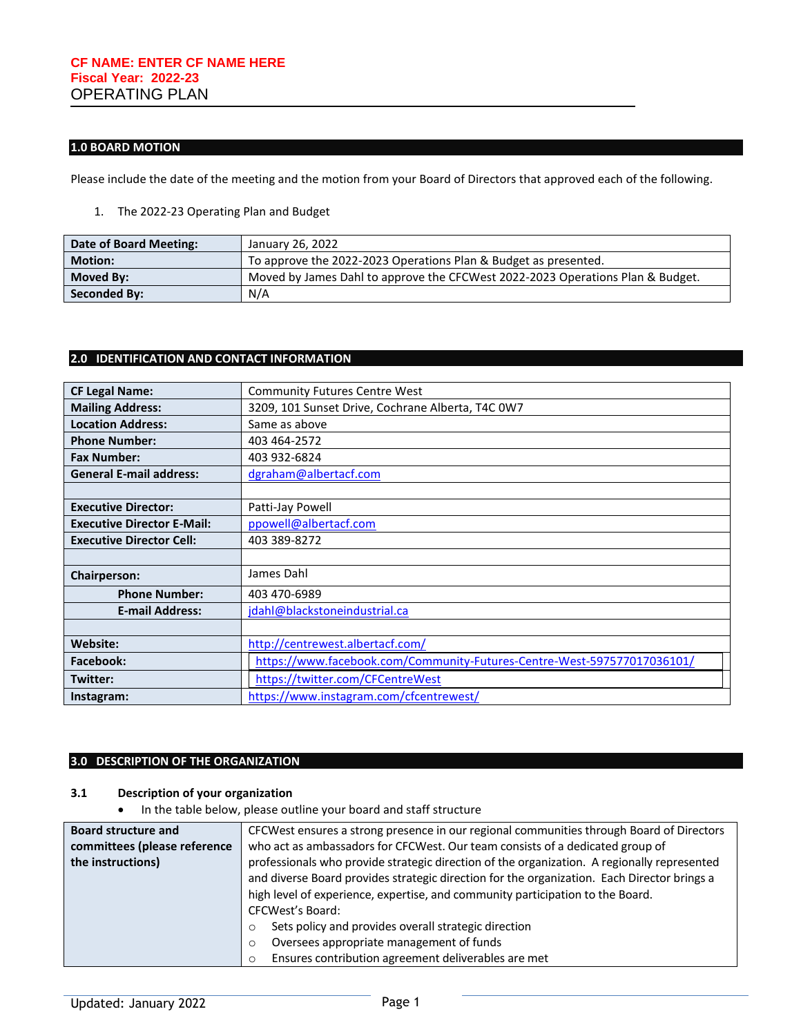**CF NAME: ENTER CF NAME HERE**
**Fiscal Year: 2022-23**
OPERATING PLAN

## 1.0 BOARD MOTION

Please include the date of the meeting and the motion from your Board of Directors that approved each of the following.

1. The 2022-23 Operating Plan and Budget

| | |
|---|---|
| **Date of Board Meeting:** | January 26, 2022 |
| **Motion:** | To approve the 2022-2023 Operations Plan & Budget as presented. |
| **Moved By:** | Moved by James Dahl to approve the CFCWest 2022-2023 Operations Plan & Budget. |
| **Seconded By:** | N/A |

## 2.0 IDENTIFICATION AND CONTACT INFORMATION

| | |
|---|---|
| **CF Legal Name:** | Community Futures Centre West |
| **Mailing Address:** | 3209, 101 Sunset Drive, Cochrane Alberta, T4C 0W7 |
| **Location Address:** | Same as above |
| **Phone Number:** | 403 464-2572 |
| **Fax Number:** | 403 932-6824 |
| **General E-mail address:** | dgraham@albertacf.com |
| | |
| **Executive Director:** | Patti-Jay Powell |
| **Executive Director E-Mail:** | ppowell@albertacf.com |
| **Executive Director Cell:** | 403 389-8272 |
| | |
| **Chairperson:** | James Dahl |
| **Phone Number:** | 403 470-6989 |
| **E-mail Address:** | jdahl@blackstoneindustrial.ca |
| | |
| **Website:** | http://centrewest.albertacf.com/ |
| **Facebook:** | https://www.facebook.com/Community-Futures-Centre-West-597577017036101/ |
| **Twitter:** | https://twitter.com/CFCentreWest |
| **Instagram:** | https://www.instagram.com/cfcentrewest/ |

## 3.0 DESCRIPTION OF THE ORGANIZATION

### 3.1 Description of your organization

- In the table below, please outline your board and staff structure

| | |
|---|---|
| **Board structure and committees (please reference the instructions)** | CFCWest ensures a strong presence in our regional communities through Board of Directors who act as ambassadors for CFCWest. Our team consists of a dedicated group of professionals who provide strategic direction of the organization. A regionally represented and diverse Board provides strategic direction for the organization. Each Director brings a high level of experience, expertise, and community participation to the Board. CFCWest's Board:<br>○ Sets policy and provides overall strategic direction<br>○ Oversees appropriate management of funds<br>○ Ensures contribution agreement deliverables are met |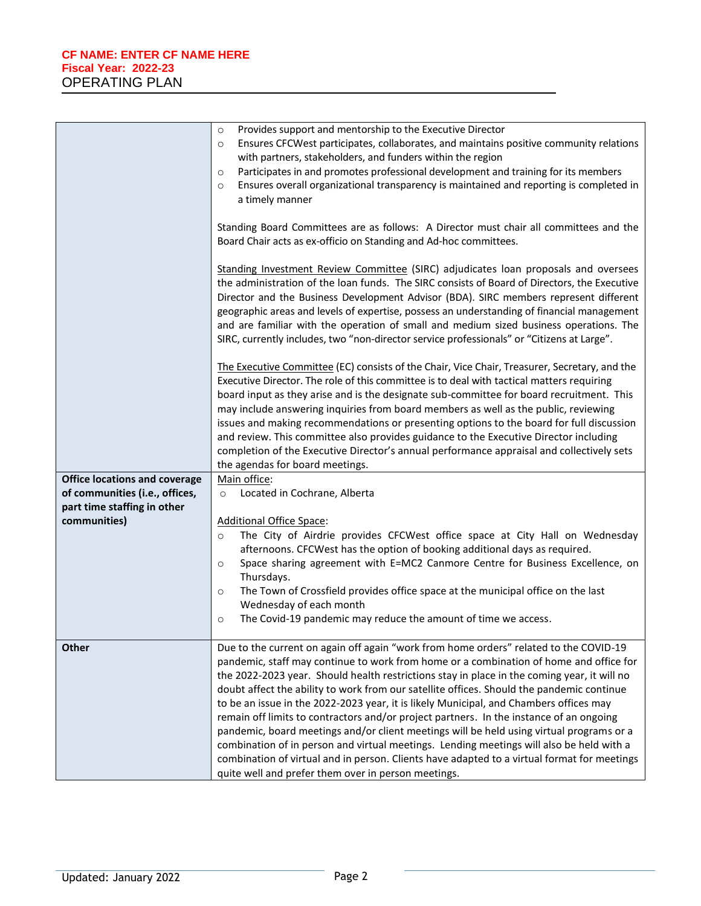| | |
|---|---|
| | ○ Provides support and mentorship to the Executive Director<br>○ Ensures CFCWest participates, collaborates, and maintains positive community relations with partners, stakeholders, and funders within the region<br>○ Participates in and promotes professional development and training for its members<br>○ Ensures overall organizational transparency is maintained and reporting is completed in a timely manner<br><br>Standing Board Committees are as follows: A Director must chair all committees and the Board Chair acts as ex-officio on Standing and Ad-hoc committees.<br><br><u>Standing Investment Review Committee</u> (SIRC) adjudicates loan proposals and oversees the administration of the loan funds. The SIRC consists of Board of Directors, the Executive Director and the Business Development Advisor (BDA). SIRC members represent different geographic areas and levels of expertise, possess an understanding of financial management and are familiar with the operation of small and medium sized business operations. The SIRC, currently includes, two "non-director service professionals" or "Citizens at Large".<br><br><u>The Executive Committee</u> (EC) consists of the Chair, Vice Chair, Treasurer, Secretary, and the Executive Director. The role of this committee is to deal with tactical matters requiring board input as they arise and is the designate sub-committee for board recruitment. This may include answering inquiries from board members as well as the public, reviewing issues and making recommendations or presenting options to the board for full discussion and review. This committee also provides guidance to the Executive Director including completion of the Executive Director's annual performance appraisal and collectively sets the agendas for board meetings. |
| **Office locations and coverage of communities (i.e., offices, part time staffing in other communities)** | <u>Main office</u>:<br>○ Located in Cochrane, Alberta<br><br><u>Additional Office Space</u>:<br>○ The City of Airdrie provides CFCWest office space at City Hall on Wednesday afternoons. CFCWest has the option of booking additional days as required.<br>○ Space sharing agreement with E=MC2 Canmore Centre for Business Excellence, on Thursdays.<br>○ The Town of Crossfield provides office space at the municipal office on the last Wednesday of each month<br>○ The Covid-19 pandemic may reduce the amount of time we access. |
| **Other** | Due to the current on again off again "work from home orders" related to the COVID-19 pandemic, staff may continue to work from home or a combination of home and office for the 2022-2023 year. Should health restrictions stay in place in the coming year, it will no doubt affect the ability to work from our satellite offices. Should the pandemic continue to be an issue in the 2022-2023 year, it is likely Municipal, and Chambers offices may remain off limits to contractors and/or project partners. In the instance of an ongoing pandemic, board meetings and/or client meetings will be held using virtual programs or a combination of in person and virtual meetings. Lending meetings will also be held with a combination of virtual and in person. Clients have adapted to a virtual format for meetings quite well and prefer them over in person meetings. |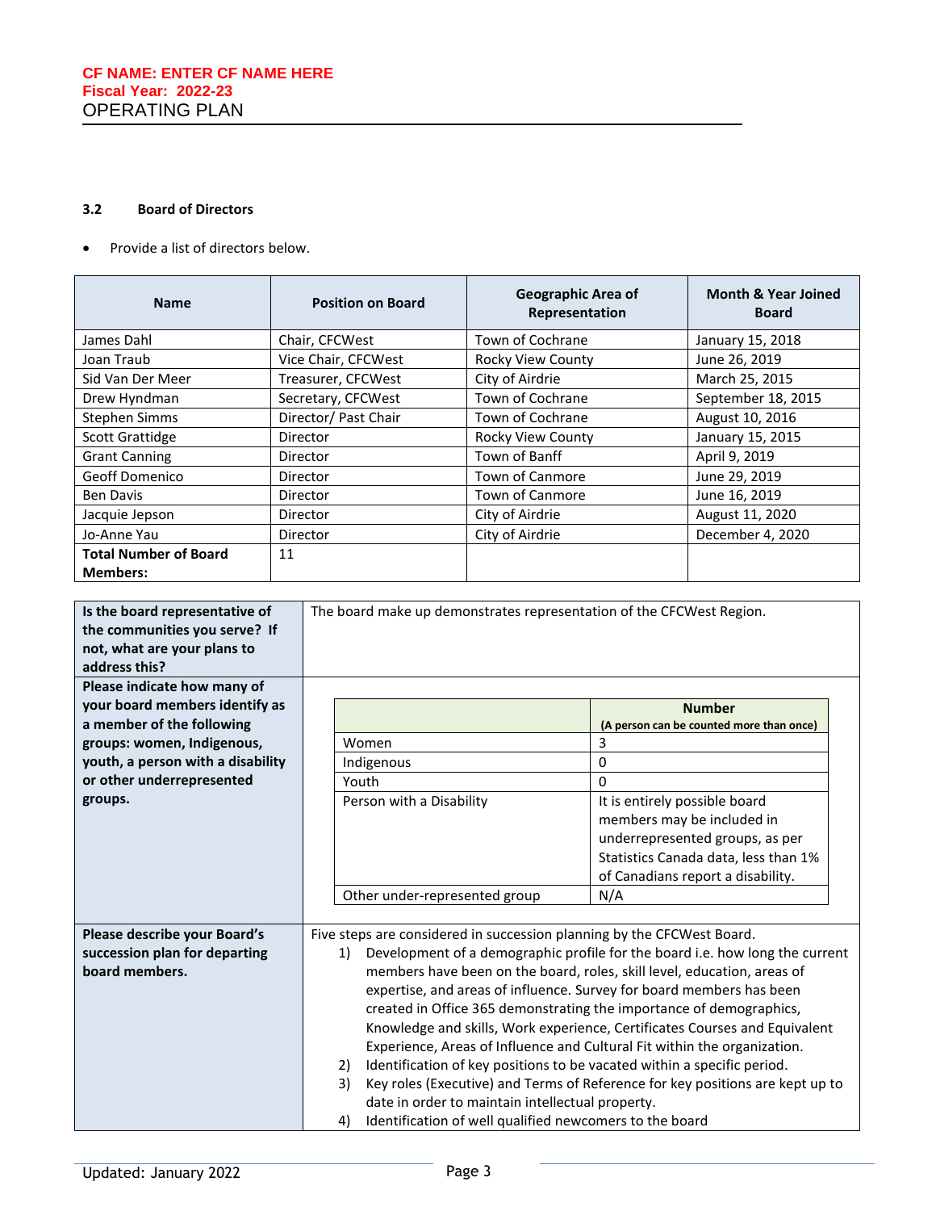### 3.2 Board of Directors

- Provide a list of directors below.

| Name | Position on Board | Geographic Area of Representation | Month & Year Joined Board |
|---|---|---|---|
| James Dahl | Chair, CFCWest | Town of Cochrane | January 15, 2018 |
| Joan Traub | Vice Chair, CFCWest | Rocky View County | June 26, 2019 |
| Sid Van Der Meer | Treasurer, CFCWest | City of Airdrie | March 25, 2015 |
| Drew Hyndman | Secretary, CFCWest | Town of Cochrane | September 18, 2015 |
| Stephen Simms | Director/ Past Chair | Town of Cochrane | August 10, 2016 |
| Scott Grattidge | Director | Rocky View County | January 15, 2015 |
| Grant Canning | Director | Town of Banff | April 9, 2019 |
| Geoff Domenico | Director | Town of Canmore | June 29, 2019 |
| Ben Davis | Director | Town of Canmore | June 16, 2019 |
| Jacquie Jepson | Director | City of Airdrie | August 11, 2020 |
| Jo-Anne Yau | Director | City of Airdrie | December 4, 2020 |
| **Total Number of Board Members:** | 11 | | |

| **Is the board representative of the communities you serve? If not, what are your plans to address this?** | The board make up demonstrates representation of the CFCWest Region. |
|---|---|
| **Please indicate how many of your board members identify as a member of the following groups: women, Indigenous, youth, a person with a disability or other underrepresented groups.** | (see table below) |

| | **Number** (A person can be counted more than once) |
|---|---|
| Women | 3 |
| Indigenous | 0 |
| Youth | 0 |
| Person with a Disability | It is entirely possible board members may be included in underrepresented groups, as per Statistics Canada data, less than 1% of Canadians report a disability. |
| Other under-represented group | N/A |

**Please describe your Board's succession plan for departing board members.**

Five steps are considered in succession planning by the CFCWest Board.

1) Development of a demographic profile for the board i.e. how long the current members have been on the board, roles, skill level, education, areas of expertise, and areas of influence. Survey for board members has been created in Office 365 demonstrating the importance of demographics, Knowledge and skills, Work experience, Certificates Courses and Equivalent Experience, Areas of Influence and Cultural Fit within the organization.
2) Identification of key positions to be vacated within a specific period.
3) Key roles (Executive) and Terms of Reference for key positions are kept up to date in order to maintain intellectual property.
4) Identification of well qualified newcomers to the board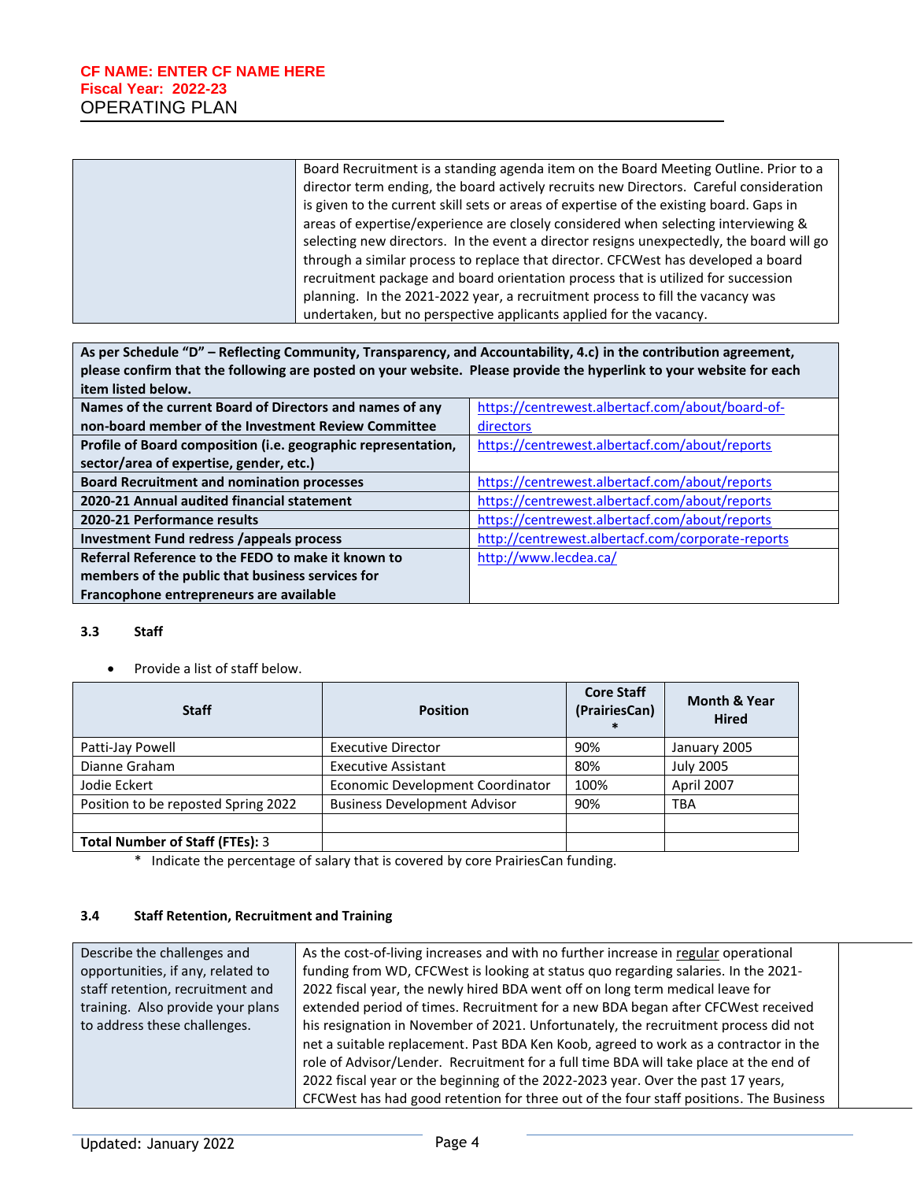| | Board Recruitment is a standing agenda item on the Board Meeting Outline. Prior to a director term ending, the board actively recruits new Directors. Careful consideration is given to the current skill sets or areas of expertise of the existing board. Gaps in areas of expertise/experience are closely considered when selecting interviewing & selecting new directors. In the event a director resigns unexpectedly, the board will go through a similar process to replace that director. CFCWest has developed a board recruitment package and board orientation process that is utilized for succession planning. In the 2021-2022 year, a recruitment process to fill the vacancy was undertaken, but no perspective applicants applied for the vacancy. |
|---|---|

| **As per Schedule "D" – Reflecting Community, Transparency, and Accountability, 4.c) in the contribution agreement, please confirm that the following are posted on your website. Please provide the hyperlink to your website for each item listed below.** | |
|---|---|
| **Names of the current Board of Directors and names of any non-board member of the Investment Review Committee** | https://centrewest.albertacf.com/about/board-of-directors |
| **Profile of Board composition (i.e. geographic representation, sector/area of expertise, gender, etc.)** | https://centrewest.albertacf.com/about/reports |
| **Board Recruitment and nomination processes** | https://centrewest.albertacf.com/about/reports |
| **2020-21 Annual audited financial statement** | https://centrewest.albertacf.com/about/reports |
| **2020-21 Performance results** | https://centrewest.albertacf.com/about/reports |
| **Investment Fund redress /appeals process** | http://centrewest.albertacf.com/corporate-reports |
| **Referral Reference to the FEDO to make it known to members of the public that business services for Francophone entrepreneurs are available** | http://www.lecdea.ca/ |

### 3.3 Staff

- Provide a list of staff below.

| Staff | Position | Core Staff (PrairiesCan) * | Month & Year Hired |
|---|---|---|---|
| Patti-Jay Powell | Executive Director | 90% | January 2005 |
| Dianne Graham | Executive Assistant | 80% | July 2005 |
| Jodie Eckert | Economic Development Coordinator | 100% | April 2007 |
| Position to be reposted Spring 2022 | Business Development Advisor | 90% | TBA |
| | | | |
| **Total Number of Staff (FTEs):** 3 | | | |

\* Indicate the percentage of salary that is covered by core PrairiesCan funding.

### 3.4 Staff Retention, Recruitment and Training

| Describe the challenges and opportunities, if any, related to staff retention, recruitment and training. Also provide your plans to address these challenges. | As the cost-of-living increases and with no further increase in regular operational funding from WD, CFCWest is looking at status quo regarding salaries. In the 2021-2022 fiscal year, the newly hired BDA went off on long term medical leave for extended period of times. Recruitment for a new BDA began after CFCWest received his resignation in November of 2021. Unfortunately, the recruitment process did not net a suitable replacement. Past BDA Ken Koob, agreed to work as a contractor in the role of Advisor/Lender. Recruitment for a full time BDA will take place at the end of 2022 fiscal year or the beginning of the 2022-2023 year. Over the past 17 years, CFCWest has had good retention for three out of the four staff positions. The Business |
|---|---|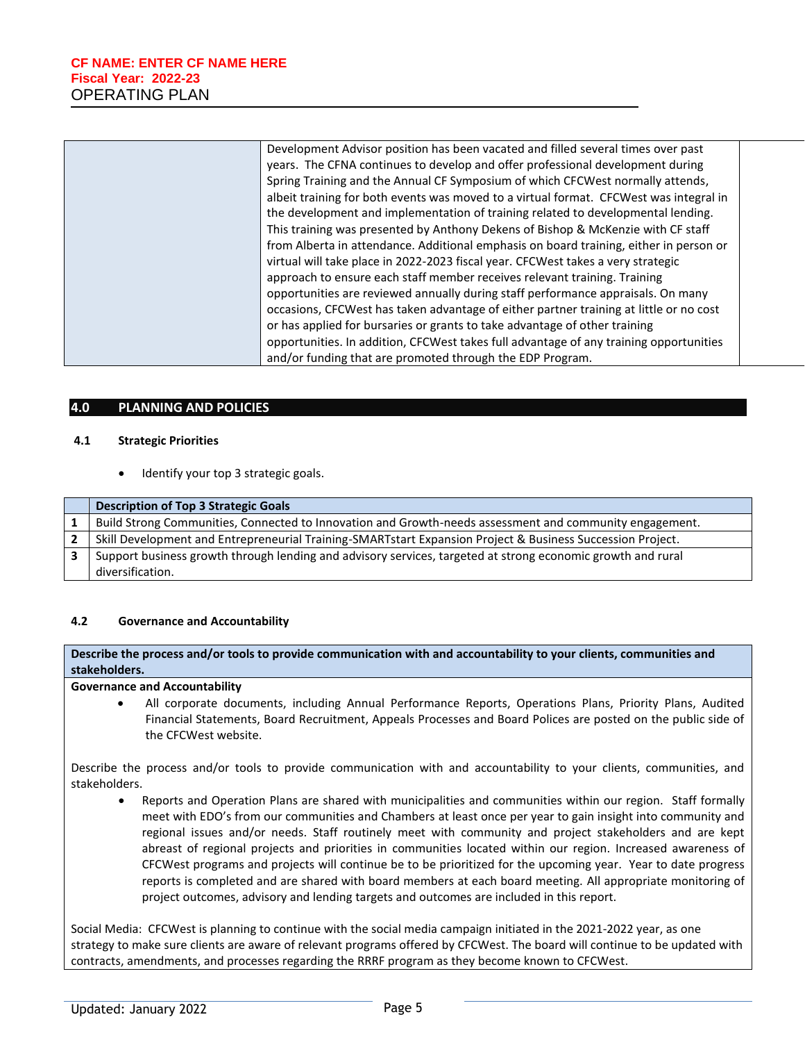| | |
|---|---|
| | Development Advisor position has been vacated and filled several times over past years. The CFNA continues to develop and offer professional development during Spring Training and the Annual CF Symposium of which CFCWest normally attends, albeit training for both events was moved to a virtual format. CFCWest was integral in the development and implementation of training related to developmental lending. This training was presented by Anthony Dekens of Bishop & McKenzie with CF staff from Alberta in attendance. Additional emphasis on board training, either in person or virtual will take place in 2022-2023 fiscal year. CFCWest takes a very strategic approach to ensure each staff member receives relevant training. Training opportunities are reviewed annually during staff performance appraisals. On many occasions, CFCWest has taken advantage of either partner training at little or no cost or has applied for bursaries or grants to take advantage of other training opportunities. In addition, CFCWest takes full advantage of any training opportunities and/or funding that are promoted through the EDP Program. |

## 4.0 PLANNING AND POLICIES

### 4.1 Strategic Priorities

- Identify your top 3 strategic goals.

| | Description of Top 3 Strategic Goals |
|---|---|
| 1 | Build Strong Communities, Connected to Innovation and Growth-needs assessment and community engagement. |
| 2 | Skill Development and Entrepreneurial Training-SMARTstart Expansion Project & Business Succession Project. |
| 3 | Support business growth through lending and advisory services, targeted at strong economic growth and rural diversification. |

### 4.2 Governance and Accountability

**Describe the process and/or tools to provide communication with and accountability to your clients, communities and stakeholders.**

**Governance and Accountability**

- All corporate documents, including Annual Performance Reports, Operations Plans, Priority Plans, Audited Financial Statements, Board Recruitment, Appeals Processes and Board Polices are posted on the public side of the CFCWest website.

Describe the process and/or tools to provide communication with and accountability to your clients, communities, and stakeholders.

- Reports and Operation Plans are shared with municipalities and communities within our region. Staff formally meet with EDO's from our communities and Chambers at least once per year to gain insight into community and regional issues and/or needs. Staff routinely meet with community and project stakeholders and are kept abreast of regional projects and priorities in communities located within our region. Increased awareness of CFCWest programs and projects will continue be to be prioritized for the upcoming year. Year to date progress reports is completed and are shared with board members at each board meeting. All appropriate monitoring of project outcomes, advisory and lending targets and outcomes are included in this report.

Social Media: CFCWest is planning to continue with the social media campaign initiated in the 2021-2022 year, as one strategy to make sure clients are aware of relevant programs offered by CFCWest. The board will continue to be updated with contracts, amendments, and processes regarding the RRRF program as they become known to CFCWest.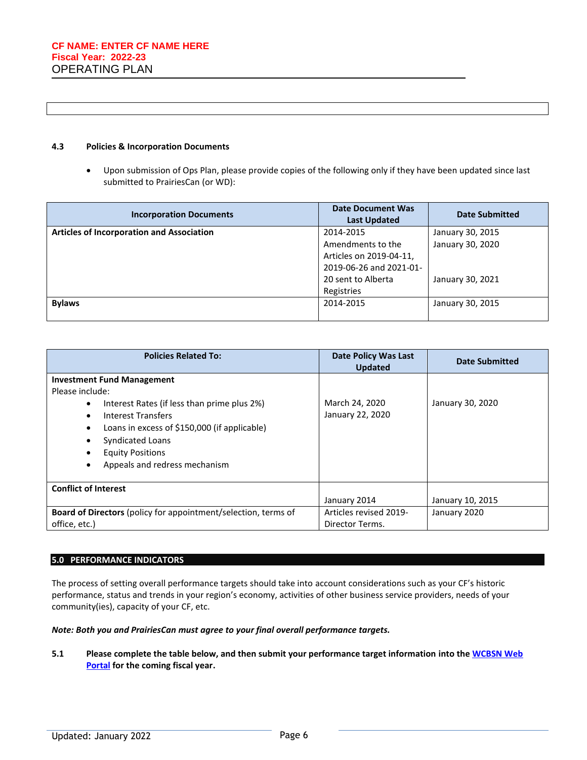### 4.3 Policies & Incorporation Documents

- Upon submission of Ops Plan, please provide copies of the following only if they have been updated since last submitted to PrairiesCan (or WD):

| Incorporation Documents | Date Document Was Last Updated | Date Submitted |
|---|---|---|
| **Articles of Incorporation and Association** | 2014-2015<br>Amendments to the Articles on 2019-04-11, 2019-06-26 and 2021-01-20 sent to Alberta Registries | January 30, 2015<br>January 30, 2020<br><br>January 30, 2021 |
| **Bylaws** | 2014-2015 | January 30, 2015 |

| Policies Related To: | Date Policy Was Last Updated | Date Submitted |
|---|---|---|
| **Investment Fund Management**<br>Please include:<br>• Interest Rates (if less than prime plus 2%)<br>• Interest Transfers<br>• Loans in excess of $150,000 (if applicable)<br>• Syndicated Loans<br>• Equity Positions<br>• Appeals and redress mechanism | March 24, 2020<br>January 22, 2020 | January 30, 2020 |
| **Conflict of Interest** | January 2014 | January 10, 2015 |
| **Board of Directors** (policy for appointment/selection, terms of office, etc.) | Articles revised 2019-Director Terms. | January 2020 |

## 5.0 PERFORMANCE INDICATORS

The process of setting overall performance targets should take into account considerations such as your CF's historic performance, status and trends in your region's economy, activities of other business service providers, needs of your community(ies), capacity of your CF, etc.

***Note: Both you and PrairiesCan must agree to your final overall performance targets.***

**5.1 Please complete the table below, and then submit your performance target information into the WCBSN Web Portal for the coming fiscal year.**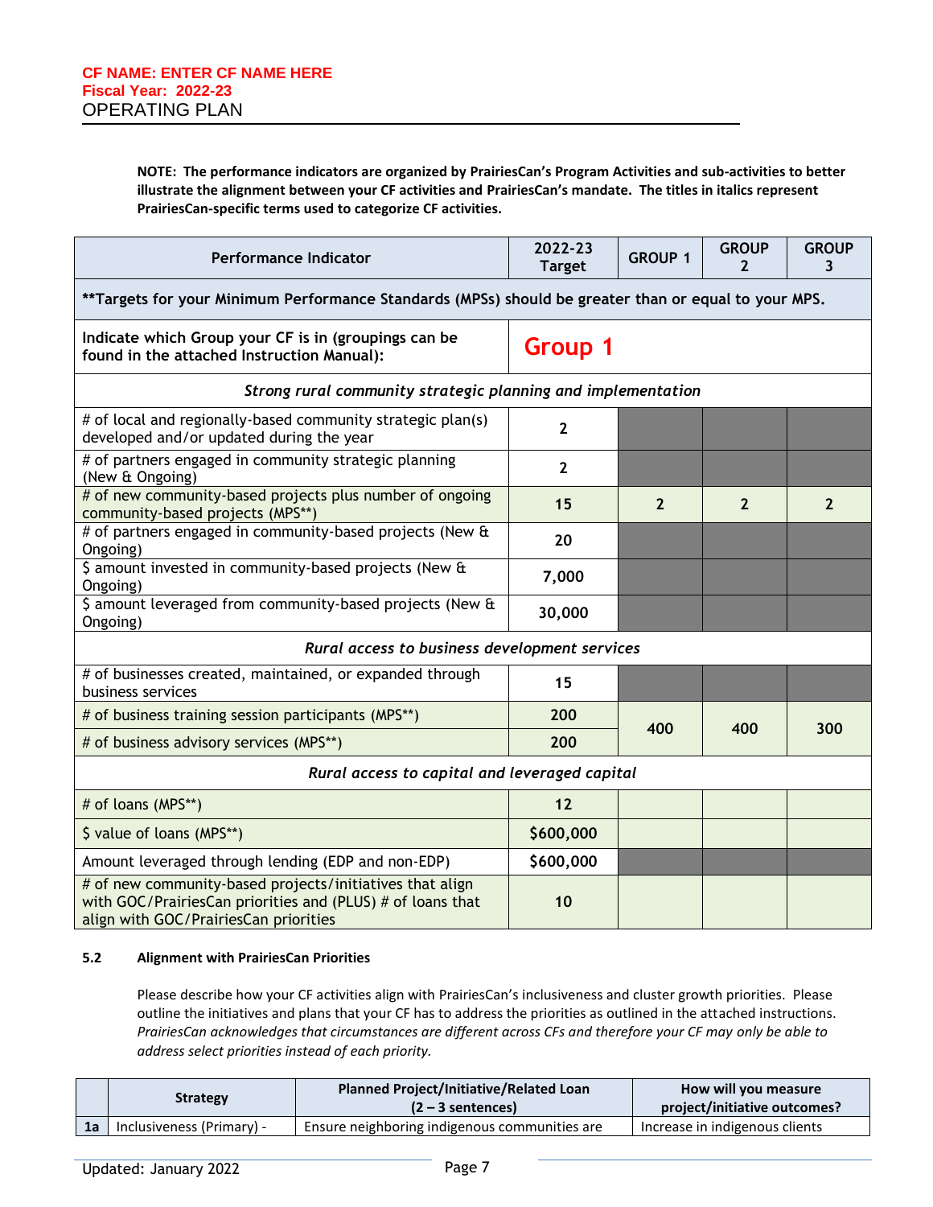**CF NAME: ENTER CF NAME HERE**
**Fiscal Year: 2022-23**
OPERATING PLAN

**NOTE: The performance indicators are organized by PrairiesCan's Program Activities and sub-activities to better illustrate the alignment between your CF activities and PrairiesCan's mandate. The titles in italics represent PrairiesCan-specific terms used to categorize CF activities.**

| Performance Indicator | 2022-23 Target | GROUP 1 | GROUP 2 | GROUP 3 |
|---|---|---|---|---|
| **Targets for your Minimum Performance Standards (MPSs) should be greater than or equal to your MPS. | | | | |
| Indicate which Group your CF is in (groupings can be found in the attached Instruction Manual): | Group 1 | | | |
| *Strong rural community strategic planning and implementation* | | | | |
| # of local and regionally-based community strategic plan(s) developed and/or updated during the year | 2 | | | |
| # of partners engaged in community strategic planning (New & Ongoing) | 2 | | | |
| # of new community-based projects plus number of ongoing community-based projects (MPS**) | 15 | 2 | 2 | 2 |
| # of partners engaged in community-based projects (New & Ongoing) | 20 | | | |
| $ amount invested in community-based projects (New & Ongoing) | 7,000 | | | |
| $ amount leveraged from community-based projects (New & Ongoing) | 30,000 | | | |
| *Rural access to business development services* | | | | |
| # of businesses created, maintained, or expanded through business services | 15 | | | |
| # of business training session participants (MPS**) | 200 | 400 | 400 | 300 |
| # of business advisory services (MPS**) | 200 | | | |
| *Rural access to capital and leveraged capital* | | | | |
| # of loans (MPS**) | 12 | | | |
| $ value of loans (MPS**) | $600,000 | | | |
| Amount leveraged through lending (EDP and non-EDP) | $600,000 | | | |
| # of new community-based projects/initiatives that align with GOC/PrairiesCan priorities and (PLUS) # of loans that align with GOC/PrairiesCan priorities | 10 | | | |

**5.2 Alignment with PrairiesCan Priorities**

Please describe how your CF activities align with PrairiesCan's inclusiveness and cluster growth priorities. Please outline the initiatives and plans that your CF has to address the priorities as outlined in the attached instructions. *PrairiesCan acknowledges that circumstances are different across CFs and therefore your CF may only be able to address select priorities instead of each priority.*

| | Strategy | Planned Project/Initiative/Related Loan (2 – 3 sentences) | How will you measure project/initiative outcomes? |
|---|---|---|---|
| 1a | Inclusiveness (Primary) - | Ensure neighboring indigenous communities are | Increase in indigenous clients |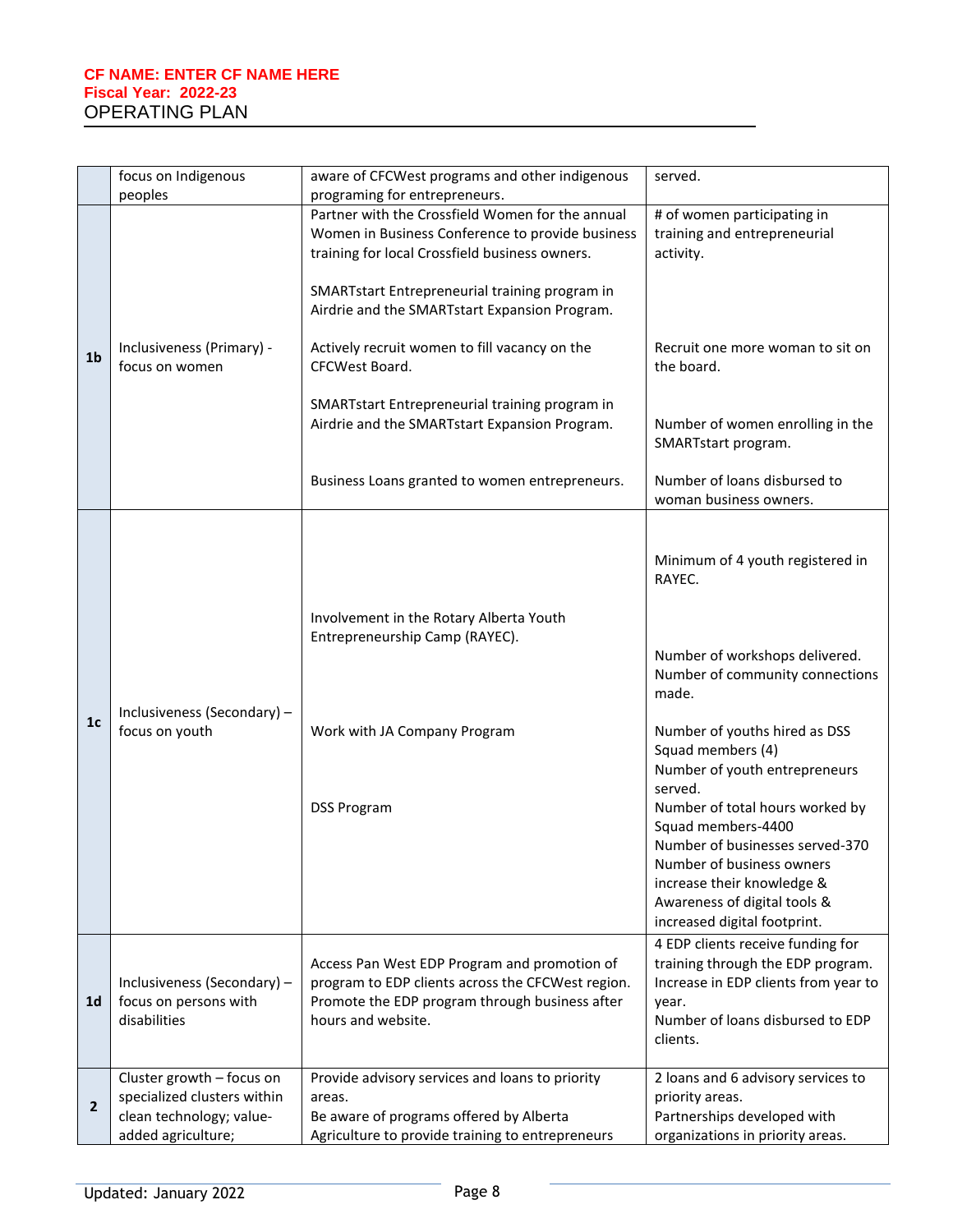| | | | |
|---|---|---|---|
| | focus on Indigenous peoples | aware of CFCWest programs and other indigenous programing for entrepreneurs. | served. |
| 1b | Inclusiveness (Primary) - focus on women | Partner with the Crossfield Women for the annual Women in Business Conference to provide business training for local Crossfield business owners.<br><br>SMARTstart Entrepreneurial training program in Airdrie and the SMARTstart Expansion Program.<br><br>Actively recruit women to fill vacancy on the CFCWest Board.<br><br>SMARTstart Entrepreneurial training program in Airdrie and the SMARTstart Expansion Program.<br><br>Business Loans granted to women entrepreneurs. | # of women participating in training and entrepreneurial activity.<br><br>Recruit one more woman to sit on the board.<br><br>Number of women enrolling in the SMARTstart program.<br><br>Number of loans disbursed to woman business owners. |
| 1c | Inclusiveness (Secondary) – focus on youth | Involvement in the Rotary Alberta Youth Entrepreneurship Camp (RAYEC).<br><br>Work with JA Company Program<br><br>DSS Program | Minimum of 4 youth registered in RAYEC.<br><br>Number of workshops delivered.<br>Number of community connections made.<br><br>Number of youths hired as DSS Squad members (4)<br>Number of youth entrepreneurs served.<br>Number of total hours worked by Squad members-4400<br>Number of businesses served-370<br>Number of business owners increase their knowledge & Awareness of digital tools & increased digital footprint. |
| 1d | Inclusiveness (Secondary) – focus on persons with disabilities | Access Pan West EDP Program and promotion of program to EDP clients across the CFCWest region. Promote the EDP program through business after hours and website. | 4 EDP clients receive funding for training through the EDP program.<br>Increase in EDP clients from year to year.<br>Number of loans disbursed to EDP clients. |
| 2 | Cluster growth – focus on specialized clusters within clean technology; value-added agriculture; | Provide advisory services and loans to priority areas.<br>Be aware of programs offered by Alberta Agriculture to provide training to entrepreneurs | 2 loans and 6 advisory services to priority areas.<br>Partnerships developed with organizations in priority areas. |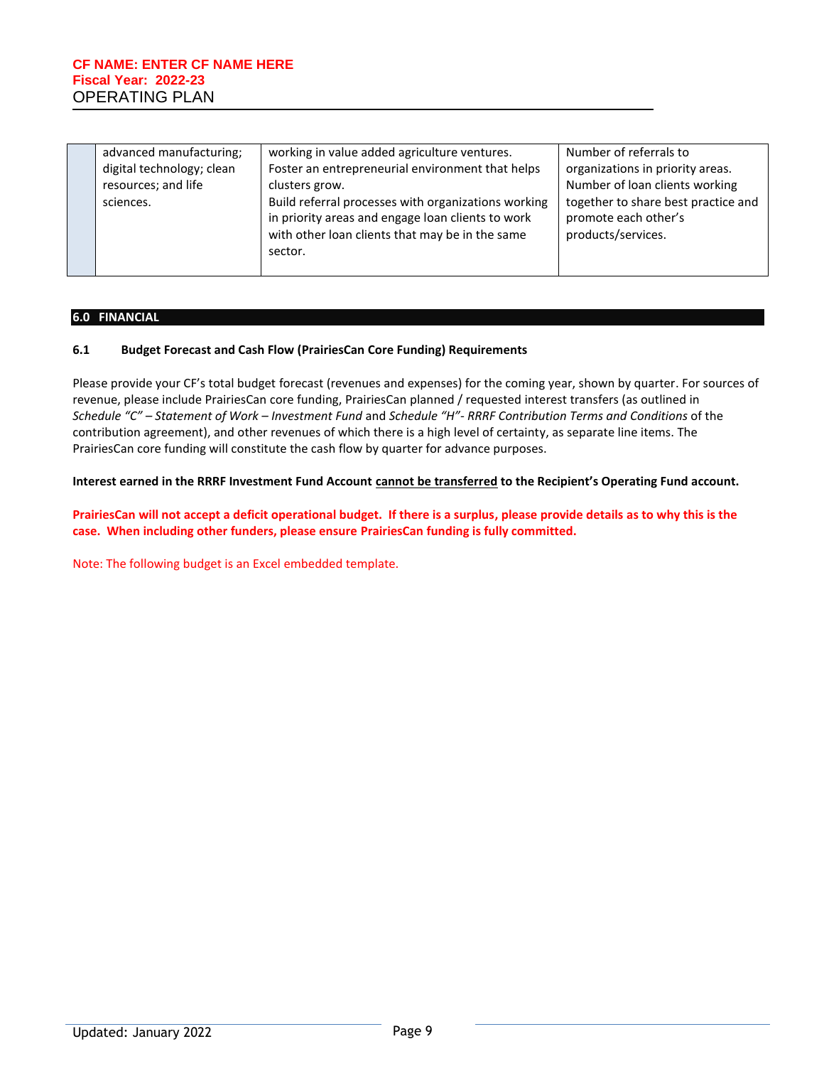| | | | |
|---|---|---|---|
| | advanced manufacturing; digital technology; clean resources; and life sciences. | working in value added agriculture ventures. Foster an entrepreneurial environment that helps clusters grow. Build referral processes with organizations working in priority areas and engage loan clients to work with other loan clients that may be in the same sector. | Number of referrals to organizations in priority areas. Number of loan clients working together to share best practice and promote each other's products/services. |

## 6.0 FINANCIAL

### 6.1 Budget Forecast and Cash Flow (PrairiesCan Core Funding) Requirements

Please provide your CF's total budget forecast (revenues and expenses) for the coming year, shown by quarter. For sources of revenue, please include PrairiesCan core funding, PrairiesCan planned / requested interest transfers (as outlined in *Schedule "C" – Statement of Work – Investment Fund* and *Schedule "H"- RRRF Contribution Terms and Conditions* of the contribution agreement), and other revenues of which there is a high level of certainty, as separate line items. The PrairiesCan core funding will constitute the cash flow by quarter for advance purposes.

**Interest earned in the RRRF Investment Fund Account <u>cannot be transferred</u> to the Recipient's Operating Fund account.**

**PrairiesCan will not accept a deficit operational budget. If there is a surplus, please provide details as to why this is the case. When including other funders, please ensure PrairiesCan funding is fully committed.**

Note: The following budget is an Excel embedded template.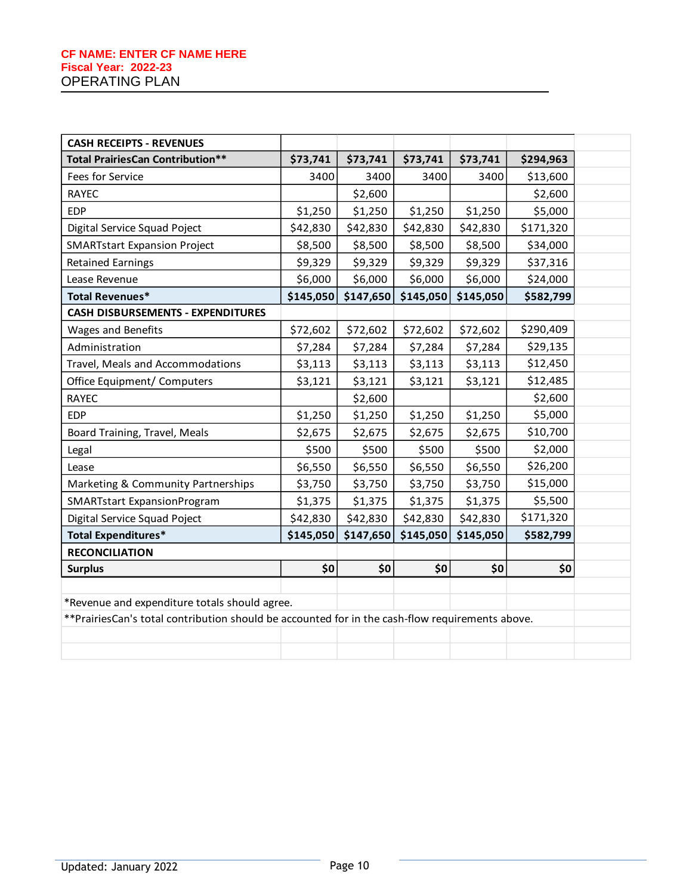**CF NAME: ENTER CF NAME HERE**
**Fiscal Year: 2022-23**

OPERATING PLAN

| CASH RECEIPTS - REVENUES | | | | | |
|---|---|---|---|---|---|
| **Total PrairiesCan Contribution**** | **$73,741** | **$73,741** | **$73,741** | **$73,741** | **$294,963** |
| Fees for Service | 3400 | 3400 | 3400 | 3400 | $13,600 |
| RAYEC | | $2,600 | | | $2,600 |
| EDP | $1,250 | $1,250 | $1,250 | $1,250 | $5,000 |
| Digital Service Squad Poject | $42,830 | $42,830 | $42,830 | $42,830 | $171,320 |
| SMARTstart Expansion Project | $8,500 | $8,500 | $8,500 | $8,500 | $34,000 |
| Retained Earnings | $9,329 | $9,329 | $9,329 | $9,329 | $37,316 |
| Lease Revenue | $6,000 | $6,000 | $6,000 | $6,000 | $24,000 |
| **Total Revenues*** | **$145,050** | **$147,650** | **$145,050** | **$145,050** | **$582,799** |
| **CASH DISBURSEMENTS - EXPENDITURES** | | | | | |
| Wages and Benefits | $72,602 | $72,602 | $72,602 | $72,602 | $290,409 |
| Administration | $7,284 | $7,284 | $7,284 | $7,284 | $29,135 |
| Travel, Meals and Accommodations | $3,113 | $3,113 | $3,113 | $3,113 | $12,450 |
| Office Equipment/ Computers | $3,121 | $3,121 | $3,121 | $3,121 | $12,485 |
| RAYEC | | $2,600 | | | $2,600 |
| EDP | $1,250 | $1,250 | $1,250 | $1,250 | $5,000 |
| Board Training, Travel, Meals | $2,675 | $2,675 | $2,675 | $2,675 | $10,700 |
| Legal | $500 | $500 | $500 | $500 | $2,000 |
| Lease | $6,550 | $6,550 | $6,550 | $6,550 | $26,200 |
| Marketing & Community Partnerships | $3,750 | $3,750 | $3,750 | $3,750 | $15,000 |
| SMARTstart ExpansionProgram | $1,375 | $1,375 | $1,375 | $1,375 | $5,500 |
| Digital Service Squad Poject | $42,830 | $42,830 | $42,830 | $42,830 | $171,320 |
| **Total Expenditures*** | **$145,050** | **$147,650** | **$145,050** | **$145,050** | **$582,799** |
| **RECONCILIATION** | | | | | |
| **Surplus** | **$0** | **$0** | **$0** | **$0** | **$0** |

*Revenue and expenditure totals should agree.

**PrairiesCan's total contribution should be accounted for in the cash-flow requirements above.

Updated: January 2022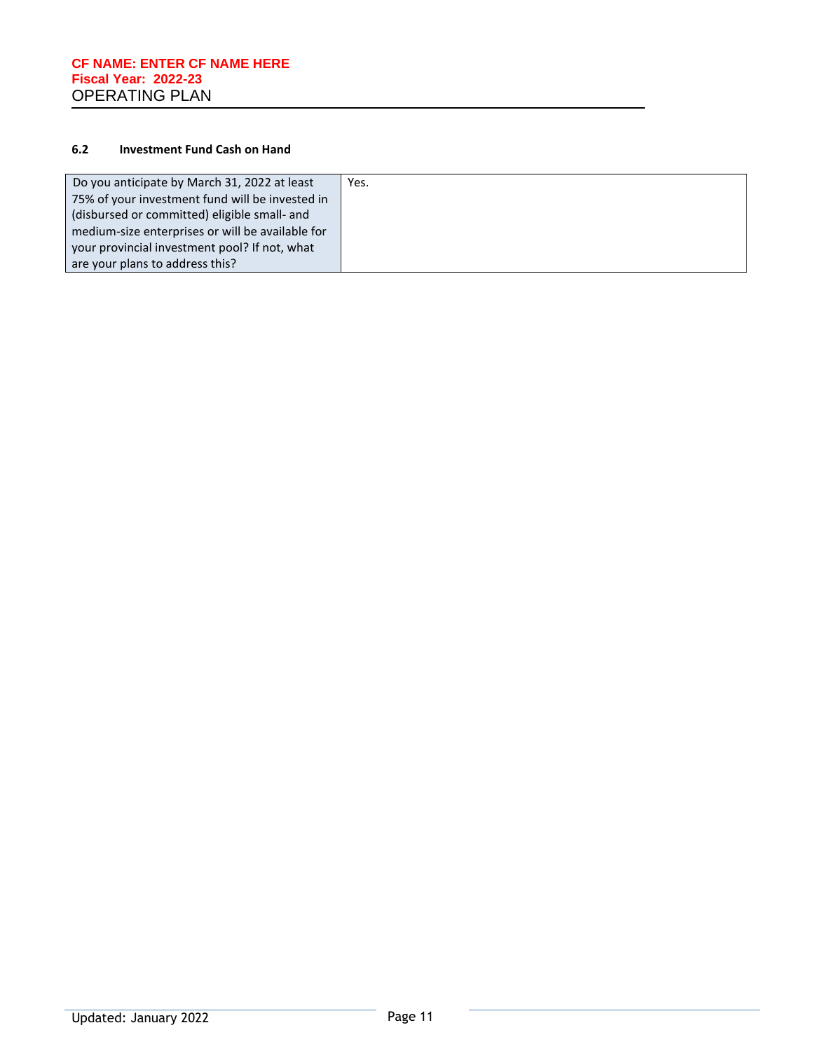#### 6.2 Investment Fund Cash on Hand

| | |
|---|---|
| Do you anticipate by March 31, 2022 at least 75% of your investment fund will be invested in (disbursed or committed) eligible small- and medium-size enterprises or will be available for your provincial investment pool? If not, what are your plans to address this? | Yes. |